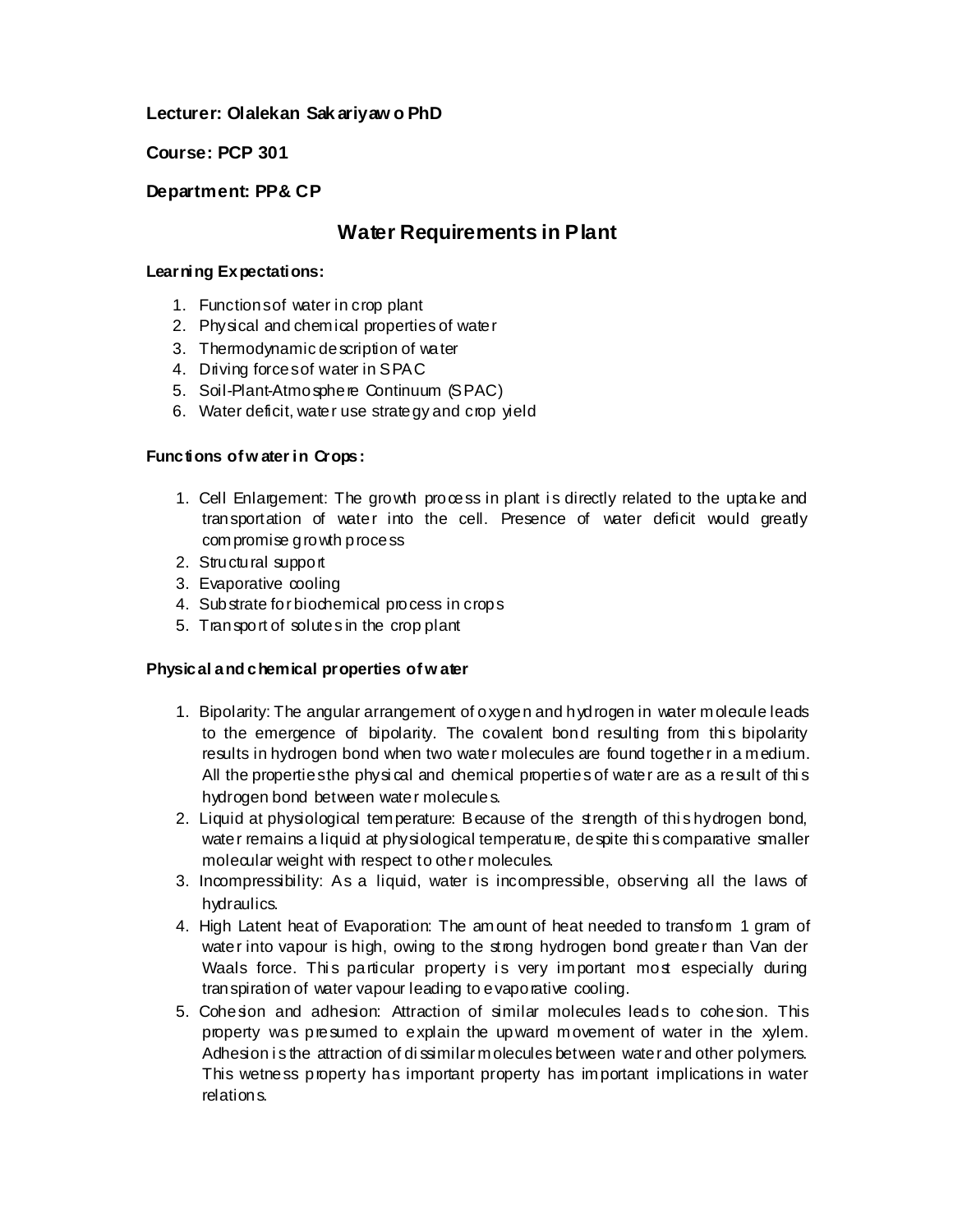**Lecturer: Olalekan Sakariyawo PhD**

**Course: PCP 301**

**Department: PP& CP**

# Water Requirements in Plant

**Learning Expectations:**

1. Functions of water in crop plant
2. Physical and chemical properties of water
3. Thermodynamic description of water
4. Driving forces of water in SPAC
5. Soil-Plant-Atmosphere Continuum (SPAC)
6. Water deficit, water use strategy and crop yield

**Functions of water in Crops:**

1. Cell Enlargement: The growth process in plant is directly related to the uptake and transportation of water into the cell. Presence of water deficit would greatly compromise growth process
2. Structural support
3. Evaporative cooling
4. Substrate for biochemical process in crops
5. Transport of solutes in the crop plant

**Physical and chemical properties of water**

1. Bipolarity: The angular arrangement of oxygen and hydrogen in water molecule leads to the emergence of bipolarity. The covalent bond resulting from this bipolarity results in hydrogen bond when two water molecules are found together in a medium. All the properties the physical and chemical properties of water are as a result of this hydrogen bond between water molecules.
2. Liquid at physiological temperature: Because of the strength of this hydrogen bond, water remains a liquid at physiological temperature, despite this comparative smaller molecular weight with respect to other molecules.
3. Incompressibility: As a liquid, water is incompressible, observing all the laws of hydraulics.
4. High Latent heat of Evaporation: The amount of heat needed to transform 1 gram of water into vapour is high, owing to the strong hydrogen bond greater than Van der Waals force. This particular property is very important most especially during transpiration of water vapour leading to evaporative cooling.
5. Cohesion and adhesion: Attraction of similar molecules leads to cohesion. This property was presumed to explain the upward movement of water in the xylem. Adhesion is the attraction of dissimilar molecules between water and other polymers. This wetness property has important property has important implications in water relations.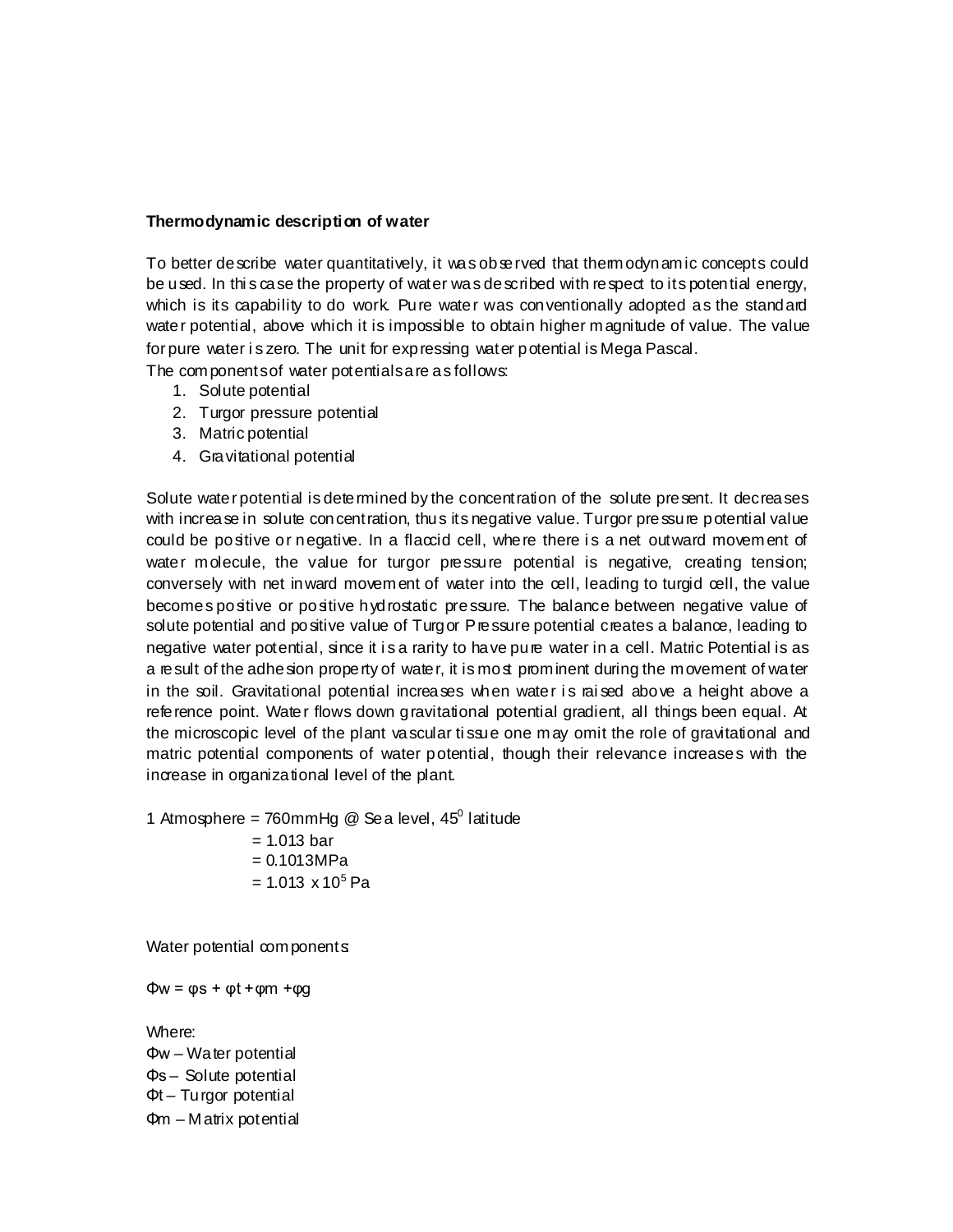**Thermodynamic description of water**

To better describe water quantitatively, it was observed that thermodynamic concepts could be used. In this case the property of water was described with respect to its potential energy, which is its capability to do work. Pure water was conventionally adopted as the standard water potential, above which it is impossible to obtain higher magnitude of value. The value for pure water is zero. The unit for expressing water potential is Mega Pascal.

The components of water potentials are as follows:

1. Solute potential
2. Turgor pressure potential
3. Matric potential
4. Gravitational potential

Solute water potential is determined by the concentration of the solute present. It decreases with increase in solute concentration, thus its negative value. Turgor pressure potential value could be positive or negative. In a flaccid cell, where there is a net outward movement of water molecule, the value for turgor pressure potential is negative, creating tension; conversely with net inward movement of water into the cell, leading to turgid cell, the value becomes positive or positive hydrostatic pressure. The balance between negative value of solute potential and positive value of Turgor Pressure potential creates a balance, leading to negative water potential, since it is a rarity to have pure water in a cell. Matric Potential is as a result of the adhesion property of water, it is most prominent during the movement of water in the soil. Gravitational potential increases when water is raised above a height above a reference point. Water flows down gravitational potential gradient, all things been equal. At the microscopic level of the plant vascular tissue one may omit the role of gravitational and matric potential components of water potential, though their relevance increases with the increase in organizational level of the plant.

1 Atmosphere = 760mmHg @ Sea level, $45^0$ latitude
= 1.013 bar
= 0.1013MPa
= $1.013 \times 10^5$ Pa

Water potential components:

$$\Phi w = \varphi s + \varphi t + \varphi m + \varphi g$$

Where:

$\Phi w$ – Water potential

$\Phi s$ – Solute potential

$\Phi t$ – Turgor potential

$\Phi m$ – Matrix potential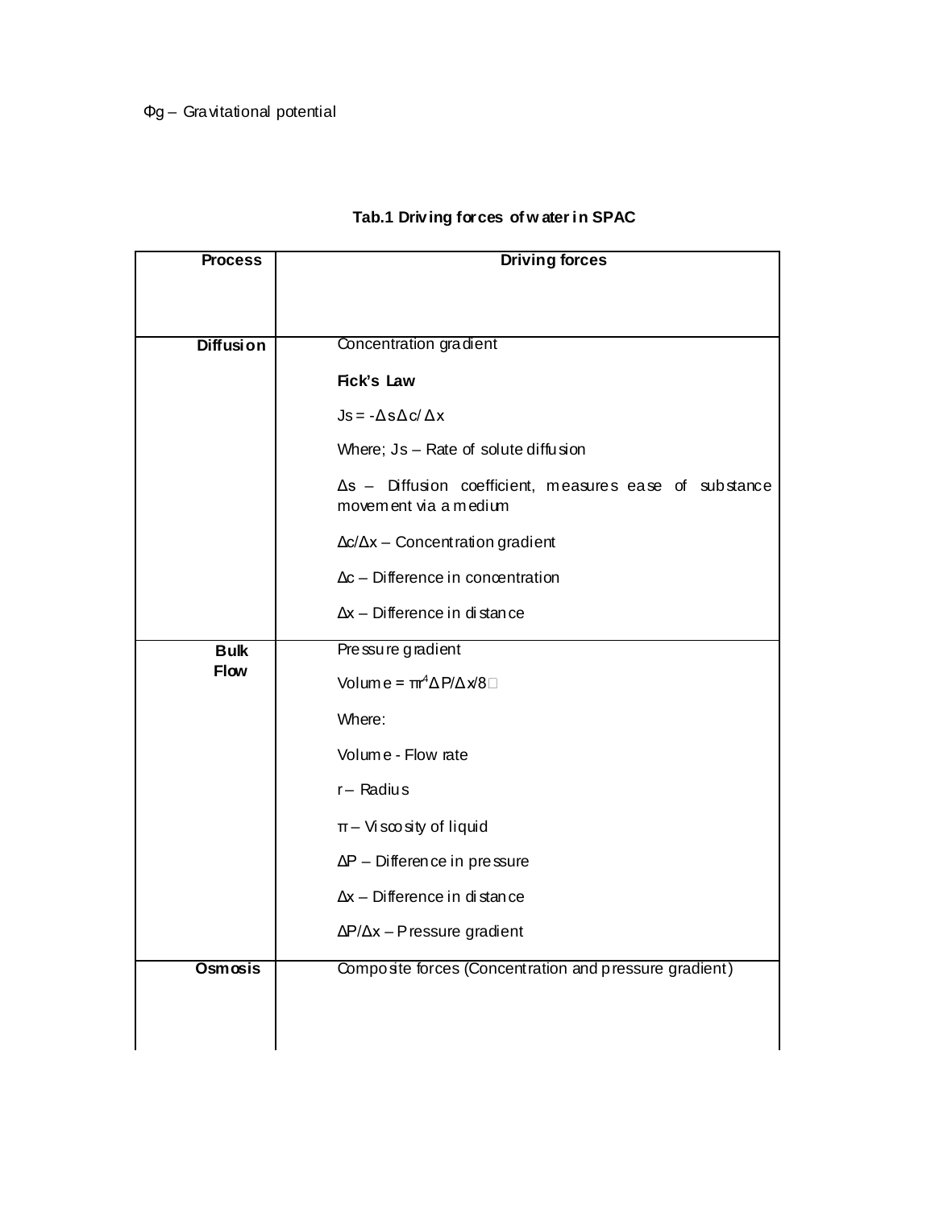$\Phi g$ – Gravitational potential

**Tab.1 Driving forces of water in SPAC**

| **Process** | **Driving forces** |
| --- | --- |
| **Diffusion** | Concentration gradient<br><br>**Fick's Law**<br><br>$Js = -\Delta s \Delta c / \Delta x$<br><br>Where; Js – Rate of solute diffusion<br><br>$\Delta s$ – Diffusion coefficient, measures ease of substance movement via a medium<br><br>$\Delta c/\Delta x$ – Concentration gradient<br><br>$\Delta c$ – Difference in concentration<br><br>$\Delta x$ – Difference in distance |
| **Bulk Flow** | Pressure gradient<br><br>Volume = $\pi r^4 \Delta P/\Delta x/8$<br><br>Where:<br><br>Volume - Flow rate<br><br>r – Radius<br><br>$\pi$ – Viscosity of liquid<br><br>$\Delta P$ – Difference in pressure<br><br>$\Delta x$ – Difference in distance<br><br>$\Delta P/\Delta x$ – Pressure gradient |
| **Osmosis** | Composite forces (Concentration and pressure gradient) |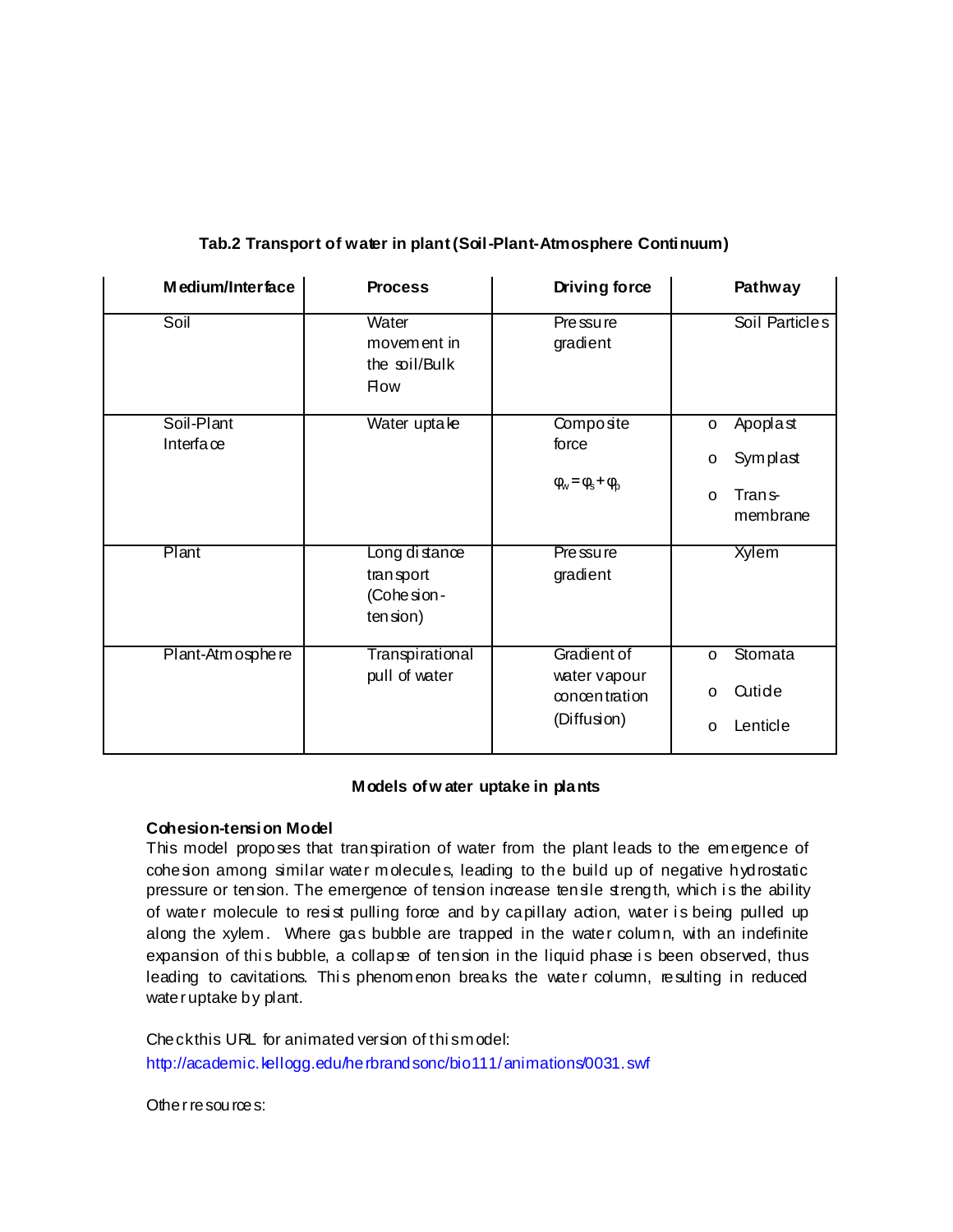**Tab.2 Transport of water in plant (Soil-Plant-Atmosphere Continuum)**

| Medium/Interface | Process | Driving force | Pathway |
|---|---|---|---|
| Soil | Water movement in the soil/Bulk Flow | Pressure gradient | Soil Particles |
| Soil-Plant Interface | Water uptake | Composite force $\varphi_w = \varphi_s + \varphi_p$ | o Apoplast<br>o Symplast<br>o Trans-membrane |
| Plant | Long distance transport (Cohesion-tension) | Pressure gradient | Xylem |
| Plant-Atmosphere | Transpirational pull of water | Gradient of water vapour concentration (Diffusion) | o Stomata<br>o Cuticle<br>o Lenticle |

**Models of water uptake in plants**

**Cohesion-tension Model**

This model proposes that transpiration of water from the plant leads to the emergence of cohesion among similar water molecules, leading to the build up of negative hydrostatic pressure or tension. The emergence of tension increase tensile strength, which is the ability of water molecule to resist pulling force and by capillary action, water is being pulled up along the xylem. Where gas bubble are trapped in the water column, with an indefinite expansion of this bubble, a collapse of tension in the liquid phase is been observed, thus leading to cavitations. This phenomenon breaks the water column, resulting in reduced water uptake by plant.

Check this URL for animated version of this model:
http://academic.kellogg.edu/herbrandsonc/bio111/animations/0031.swf

Other resources: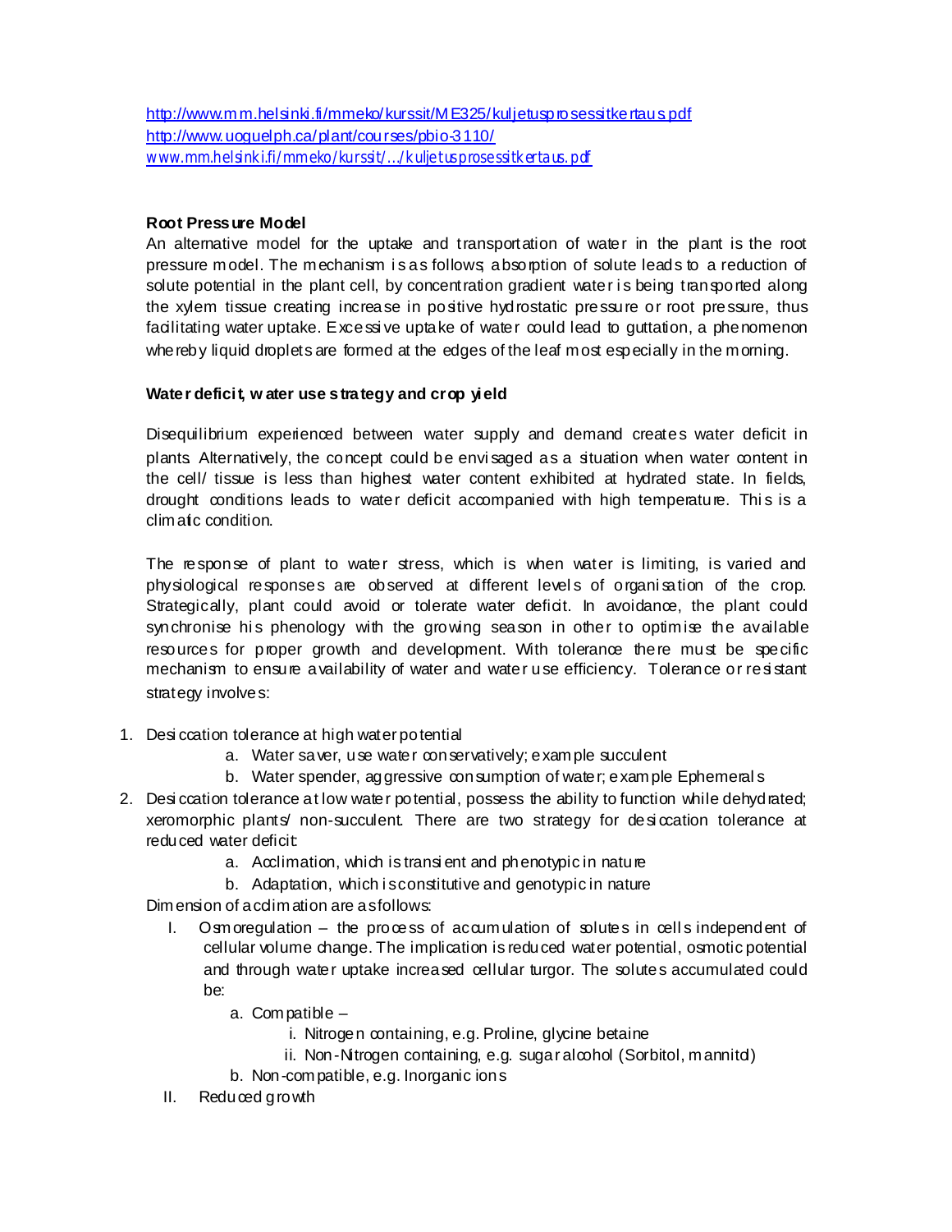http://www.mm.helsinki.fi/mmeko/kurssit/ME325/kuljetusprosessitkertaus.pdf
http://www.uoguelph.ca/plant/courses/pbio-3110/
www.mm.helsinki.fi/mmeko/kurssit/.../kuljetusprosessitkertaus.pdf

**Root Pressure Model**

An alternative model for the uptake and transportation of water in the plant is the root pressure model. The mechanism is as follows; absorption of solute leads to a reduction of solute potential in the plant cell, by concentration gradient water is being transported along the xylem tissue creating increase in positive hydrostatic pressure or root pressure, thus facilitating water uptake. Excessive uptake of water could lead to guttation, a phenomenon whereby liquid droplets are formed at the edges of the leaf most especially in the morning.

**Water deficit, water use strategy and crop yield**

Disequilibrium experienced between water supply and demand creates water deficit in plants. Alternatively, the concept could be envisaged as a situation when water content in the cell/ tissue is less than highest water content exhibited at hydrated state. In fields, drought conditions leads to water deficit accompanied with high temperature. This is a climatic condition.

The response of plant to water stress, which is when water is limiting, is varied and physiological responses are observed at different levels of organisation of the crop. Strategically, plant could avoid or tolerate water deficit. In avoidance, the plant could synchronise his phenology with the growing season in other to optimise the available resources for proper growth and development. With tolerance there must be specific mechanism to ensure availability of water and water use efficiency. Tolerance or resistant strategy involves:

1. Desiccation tolerance at high water potential
    a. Water saver, use water conservatively; example succulent
    b. Water spender, aggressive consumption of water; example Ephemerals
2. Desiccation tolerance at low water potential, possess the ability to function while dehydrated; xeromorphic plants/ non-succulent. There are two strategy for desiccation tolerance at reduced water deficit:
    a. Acclimation, which is transient and phenotypic in nature
    b. Adaptation, which is constitutive and genotypic in nature

Dimension of acclimation are as follows:

I. Osmoregulation – the process of accumulation of solutes in cells independent of cellular volume change. The implication is reduced water potential, osmotic potential and through water uptake increased cellular turgor. The solutes accumulated could be:
    a. Compatible –
        i. Nitrogen containing, e.g. Proline, glycine betaine
        ii. Non-Nitrogen containing, e.g. sugar alcohol (Sorbitol, mannitol)
    b. Non-compatible, e.g. Inorganic ions

II. Reduced growth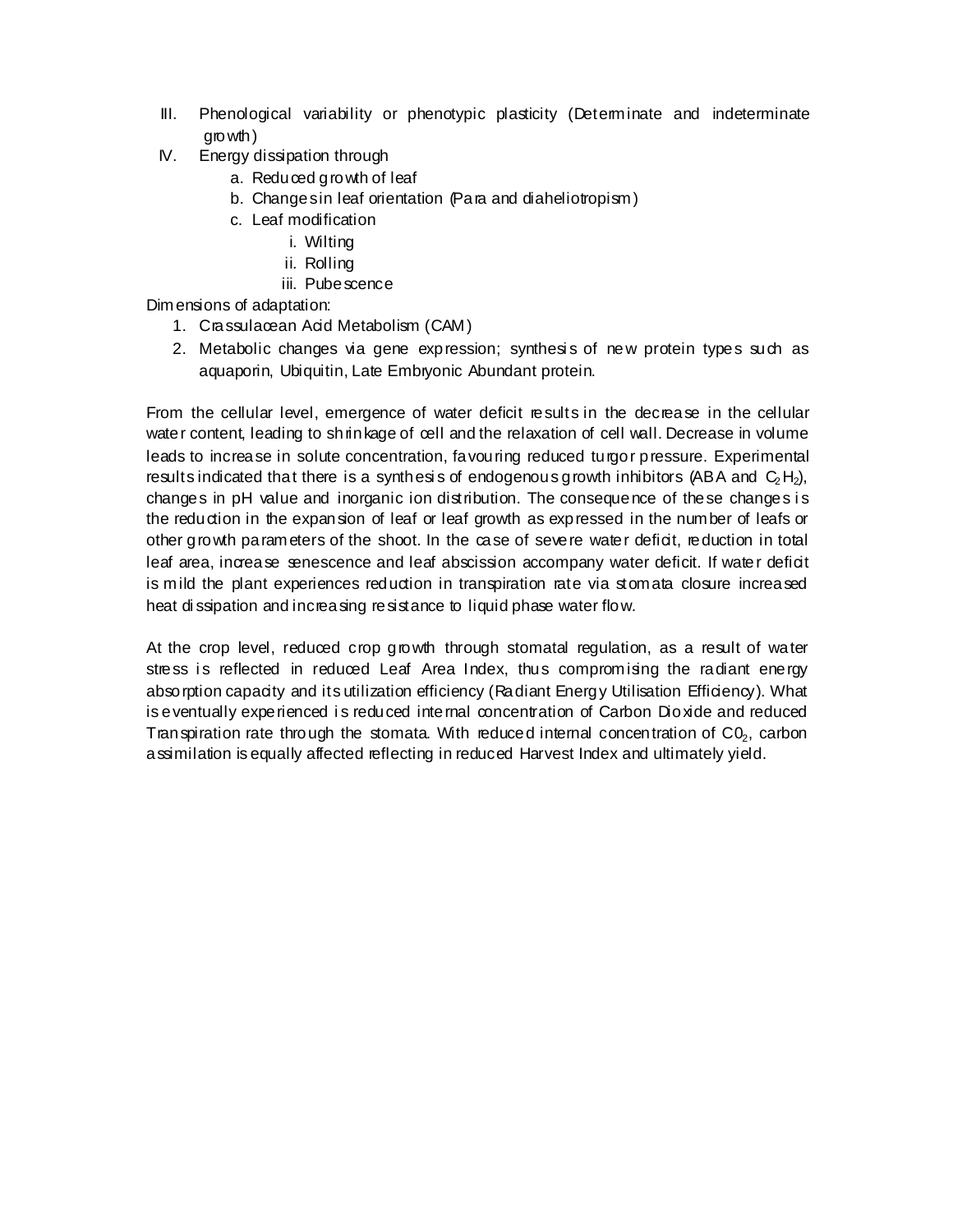III. Phenological variability or phenotypic plasticity (Determinate and indeterminate growth)
IV. Energy dissipation through
    a. Reduced growth of leaf
    b. Changes in leaf orientation (Para and diaheliotropism)
    c. Leaf modification
        i. Wilting
        ii. Rolling
        iii. Pubescence

Dimensions of adaptation:

1. Crassulacean Acid Metabolism (CAM)
2. Metabolic changes via gene expression; synthesis of new protein types such as aquaporin, Ubiquitin, Late Embryonic Abundant protein.

From the cellular level, emergence of water deficit results in the decrease in the cellular water content, leading to shrinkage of cell and the relaxation of cell wall. Decrease in volume leads to increase in solute concentration, favouring reduced turgor pressure. Experimental results indicated that there is a synthesis of endogenous growth inhibitors (ABA and $C_2H_2$), changes in pH value and inorganic ion distribution. The consequence of these changes is the reduction in the expansion of leaf or leaf growth as expressed in the number of leafs or other growth parameters of the shoot. In the case of severe water deficit, reduction in total leaf area, increase senescence and leaf abscission accompany water deficit. If water deficit is mild the plant experiences reduction in transpiration rate via stomata closure increased heat dissipation and increasing resistance to liquid phase water flow.

At the crop level, reduced crop growth through stomatal regulation, as a result of water stress is reflected in reduced Leaf Area Index, thus compromising the radiant energy absorption capacity and its utilization efficiency (Radiant Energy Utilisation Efficiency). What is eventually experienced is reduced internal concentration of Carbon Dioxide and reduced Transpiration rate through the stomata. With reduced internal concentration of $C0_2$, carbon assimilation is equally affected reflecting in reduced Harvest Index and ultimately yield.